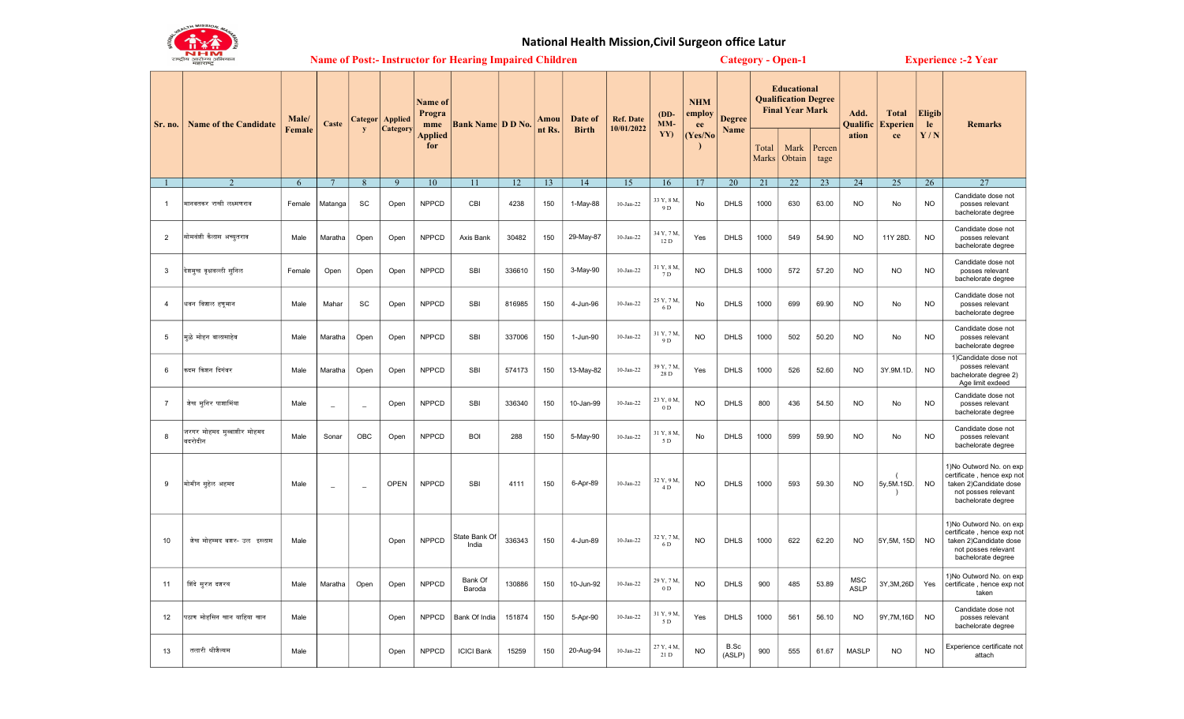# National Health Mission,Civil Surgeon office Latur

**Name of Post:- Instructor for Hearing Impaired Children** **Category - Open-1** **Experience :-2 Year**

| Sr. no. | Name of the Candidate | Male/ Female | Caste | Category | Applied Category | Name of Programme Applied for | Bank Name | D D No. | Amount Rs. | Date of Birth | Ref. Date 10/01/2022 | (DD-MM-YY) | NHM employee (Yes/No) | Degree Name | Educational Qualification Degree Final Year Mark | | | Add. Qualification | Total Experience | Eligible Y / N | Remarks |
|---|---|---|---|---|---|---|---|---|---|---|---|---|---|---|---|---|---|---|---|---|---|
| | | | | | | | | | | | | | | | Total Marks | Mark Obtain | Percentage | | | | |
| 1 | 2 | 6 | 7 | 8 | 9 | 10 | 11 | 12 | 13 | 14 | 15 | 16 | 17 | 20 | 21 | 22 | 23 | 24 | 25 | 26 | 27 |
| 1 | मानवतकर राखी लक्ष्मणराव | Female | Matanga | SC | Open | NPPCD | CBI | 4238 | 150 | 1-May-88 | 10-Jan-22 | 33 Y, 8 M, 9 D | No | DHLS | 1000 | 630 | 63.00 | NO | No | NO | Candidate dose not posses relevant bachelorate degree |
| 2 | सोमवंशी कैलास अच्युतराव | Male | Maratha | Open | Open | NPPCD | Axis Bank | 30482 | 150 | 29-May-87 | 10-Jan-22 | 34 Y, 7 M, 12 D | Yes | DHLS | 1000 | 549 | 54.90 | NO | 11Y 28D. | NO | Candidate dose not posses relevant bachelorate degree |
| 3 | देशमुख वृक्षवल्ली सुनिल | Female | Open | Open | Open | NPPCD | SBI | 336610 | 150 | 3-May-90 | 10-Jan-22 | 31 Y, 8 M, 7 D | NO | DHLS | 1000 | 572 | 57.20 | NO | NO | NO | Candidate dose not posses relevant bachelorate degree |
| 4 | धवन विशाल हणुमान | Male | Mahar | SC | Open | NPPCD | SBI | 816985 | 150 | 4-Jun-96 | 10-Jan-22 | 25 Y, 7 M, 6 D | No | DHLS | 1000 | 699 | 69.90 | NO | No | NO | Candidate dose not posses relevant bachelorate degree |
| 5 | मुळे मोहन बाळासाहेब | Male | Maratha | Open | Open | NPPCD | SBI | 337006 | 150 | 1-Jun-90 | 10-Jan-22 | 31 Y, 7 M, 9 D | NO | DHLS | 1000 | 502 | 50.20 | NO | No | NO | Candidate dose not posses relevant bachelorate degree |
| 6 | कदम किशन दिगंबर | Male | Maratha | Open | Open | NPPCD | SBI | 574173 | 150 | 13-May-82 | 10-Jan-22 | 39 Y, 7 M, 28 D | Yes | DHLS | 1000 | 526 | 52.60 | NO | 3Y.9M.1D. | NO | 1)Candidate dose not posses relevant bachelorate degree 2) Age limit exdeed |
| 7 | शेख मुनिर पाशामिया | Male | _ | _ | Open | NPPCD | SBI | 336340 | 150 | 10-Jan-99 | 10-Jan-22 | 23 Y, 0 M, 0 D | NO | DHLS | 800 | 436 | 54.50 | NO | No | NO | Candidate dose not posses relevant bachelorate degree |
| 8 | जरगर मोहमद मुख्ताशीर मोहमद बदरोदीन | Male | Sonar | OBC | Open | NPPCD | BOI | 288 | 150 | 5-May-90 | 10-Jan-22 | 31 Y, 8 M, 5 D | No | DHLS | 1000 | 599 | 59.90 | NO | No | NO | Candidate dose not posses relevant bachelorate degree |
| 9 | मोमीन सुहेल अहमद | Male | _ | _ | OPEN | NPPCD | SBI | 4111 | 150 | 6-Apr-89 | 10-Jan-22 | 32 Y, 9 M, 4 D | NO | DHLS | 1000 | 593 | 59.30 | NO | ( 5y,5M.15D. ) | NO | 1)No Outword No. on exp certificate , hence exp not taken 2)Candidate dose not posses relevant bachelorate degree |
| 10 | शेख मोहम्मद वकर- उल इस्लाम | Male | | | Open | NPPCD | State Bank Of India | 336343 | 150 | 4-Jun-89 | 10-Jan-22 | 32 Y, 7 M, 6 D | NO | DHLS | 1000 | 622 | 62.20 | NO | 5Y,5M, 15D | NO | 1)No Outword No. on exp certificate , hence exp not taken 2)Candidate dose not posses relevant bachelorate degree |
| 11 | शिंदे सुरज दशरथ | Male | Maratha | Open | Open | NPPCD | Bank Of Baroda | 130886 | 150 | 10-Jun-92 | 10-Jan-22 | 29 Y, 7 M, 0 D | NO | DHLS | 900 | 485 | 53.89 | MSC ASLP | 3Y,3M,26D | Yes | 1)No Outword No. on exp certificate , hence exp not taken |
| 12 | पठाण मोहसिन खान याहिया खान | Male | | | Open | NPPCD | Bank Of India | 151874 | 150 | 5-Apr-90 | 10-Jan-22 | 31 Y, 9 M, 5 D | Yes | DHLS | 1000 | 561 | 56.10 | NO | 9Y,7M,16D | NO | Candidate dose not posses relevant bachelorate degree |
| 13 | तलारी श्रीशैल्यम | Male | | | Open | NPPCD | ICICI Bank | 15259 | 150 | 20-Aug-94 | 10-Jan-22 | 27 Y, 4 M, 21 D | NO | B.Sc (ASLP) | 900 | 555 | 61.67 | MASLP | NO | NO | Experience certificate not attach |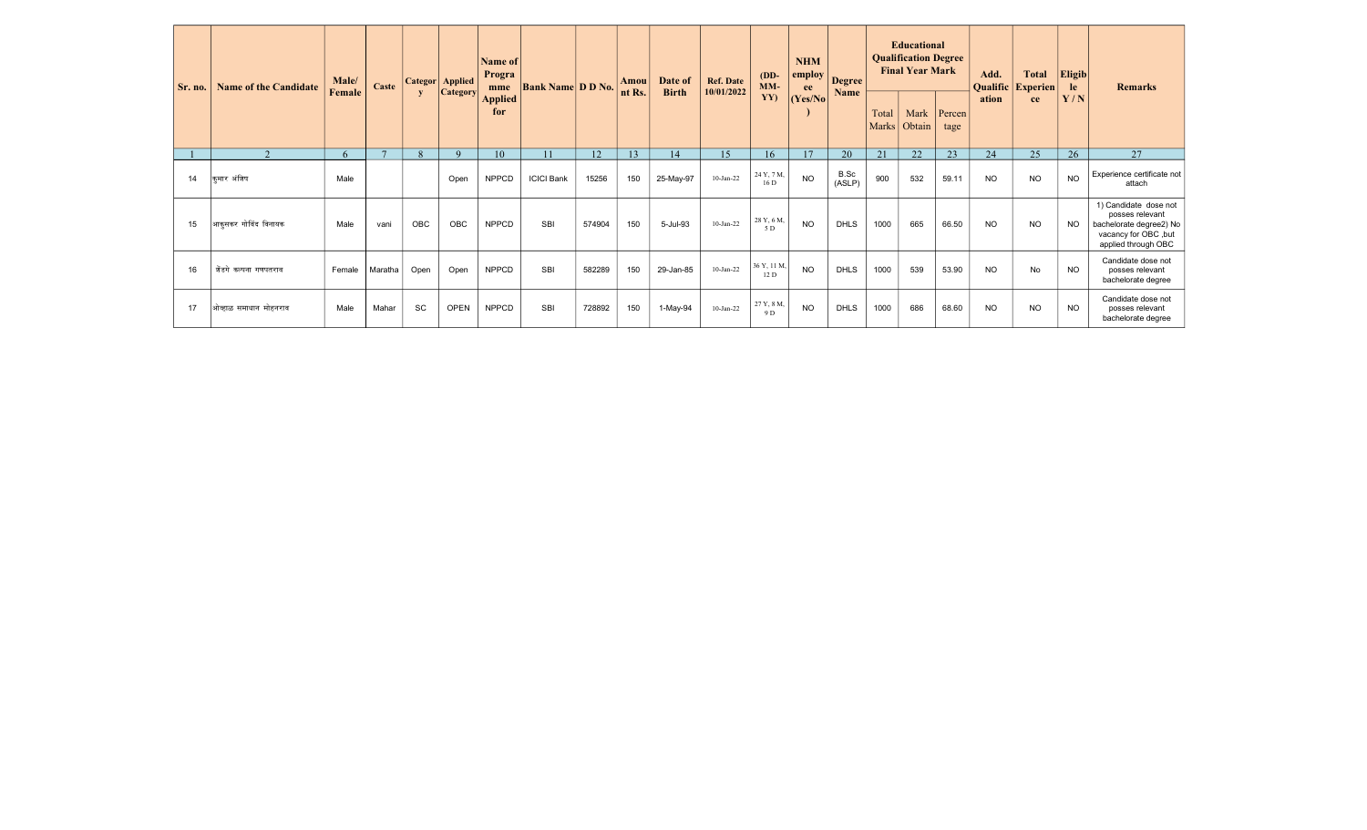| Sr. no. | Name of the Candidate | Male/ Female | Caste | Category | Applied Category | Name of Programme Applied for | Bank Name | D D No. | Amount Rs. | Date of Birth | Ref. Date 10/01/2022 | (DD-MM-YY) | NHM employee (Yes/No) | Degree Name | Educational Qualification Degree Final Year Mark | | | Add. Qualification | Total Experience | Eligible Y / N | Remarks |
|---|---|---|---|---|---|---|---|---|---|---|---|---|---|---|---|---|---|---|---|---|---|
| | | | | | | | | | | | | | | | Total Marks | Mark Obtain | Percentage | | | | |
| 1 | 2 | 6 | 7 | 8 | 9 | 10 | 11 | 12 | 13 | 14 | 15 | 16 | 17 | 20 | 21 | 22 | 23 | 24 | 25 | 26 | 27 |
| 14 | कुमार अंकित | Male | | | Open | NPPCD | ICICI Bank | 15256 | 150 | 25-May-97 | 10-Jan-22 | 24 Y, 7 M, 16 D | NO | B.Sc (ASLP) | 900 | 532 | 59.11 | NO | NO | NO | Experience certificate not attach |
| 15 | आकुसकर गोविंद विनायक | Male | vani | OBC | OBC | NPPCD | SBI | 574904 | 150 | 5-Jul-93 | 10-Jan-22 | 28 Y, 6 M, 5 D | NO | DHLS | 1000 | 665 | 66.50 | NO | NO | NO | 1) Candidate dose not posses relevant bachelorate degree2) No vacancy for OBC ,but applied through OBC |
| 16 | त्रेंडगे कल्पना गणपतराव | Female | Maratha | Open | Open | NPPCD | SBI | 582289 | 150 | 29-Jan-85 | 10-Jan-22 | 36 Y, 11 M, 12 D | NO | DHLS | 1000 | 539 | 53.90 | NO | No | NO | Candidate dose not posses relevant bachelorate degree |
| 17 | ओव्हाळ समाधान मोहनराव | Male | Mahar | SC | OPEN | NPPCD | SBI | 728892 | 150 | 1-May-94 | 10-Jan-22 | 27 Y, 8 M, 9 D | NO | DHLS | 1000 | 686 | 68.60 | NO | NO | NO | Candidate dose not posses relevant bachelorate degree |